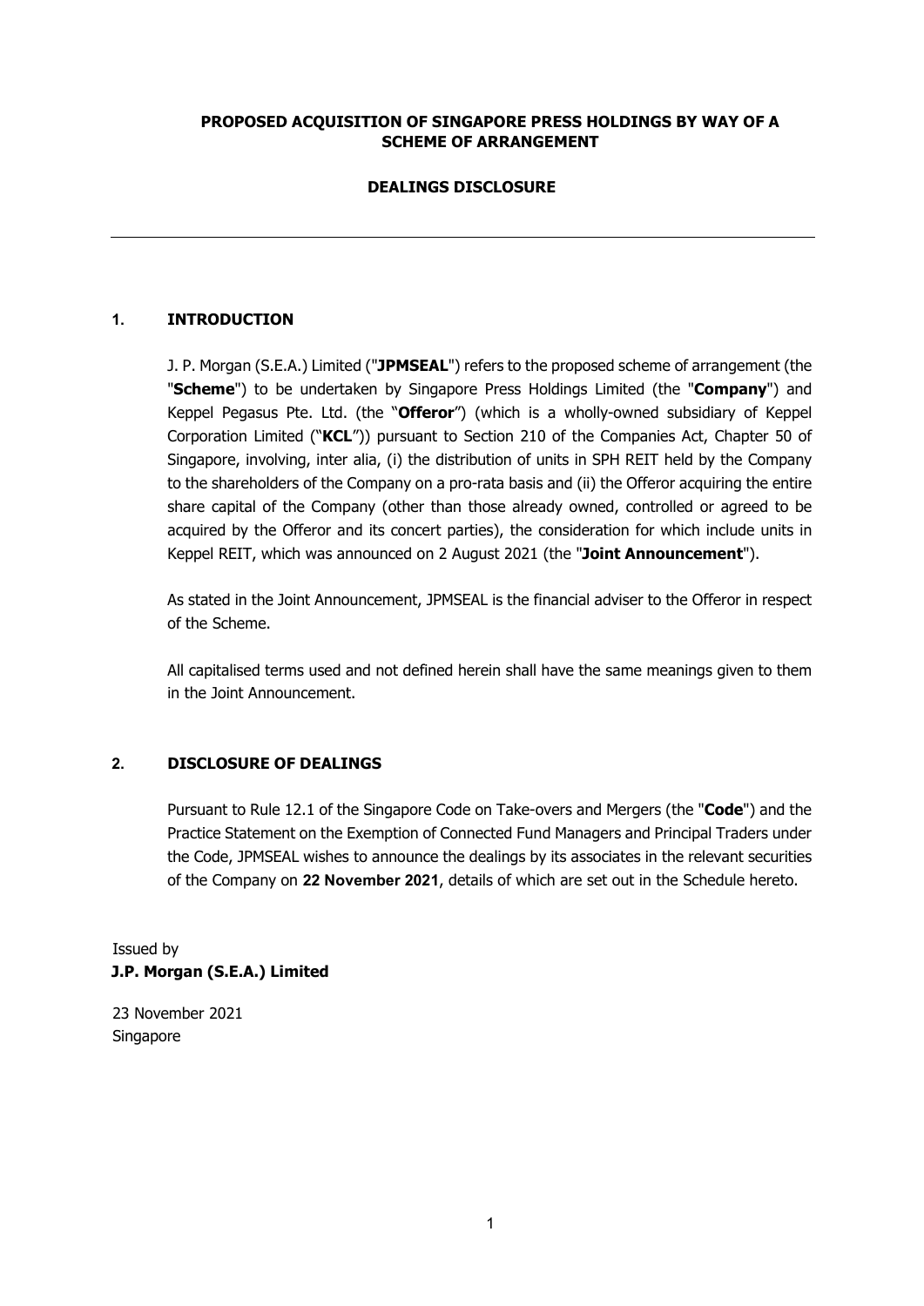**PROPOSED ACQUISITION OF SINGAPORE PRESS HOLDINGS BY WAY OF A SCHEME OF ARRANGEMENT**

**DEALINGS DISCLOSURE**

---

## 1. INTRODUCTION

J. P. Morgan (S.E.A.) Limited ("**JPMSEAL**") refers to the proposed scheme of arrangement (the "**Scheme**") to be undertaken by Singapore Press Holdings Limited (the "**Company**") and Keppel Pegasus Pte. Ltd. (the "**Offeror**") (which is a wholly-owned subsidiary of Keppel Corporation Limited ("**KCL**")) pursuant to Section 210 of the Companies Act, Chapter 50 of Singapore, involving, inter alia, (i) the distribution of units in SPH REIT held by the Company to the shareholders of the Company on a pro-rata basis and (ii) the Offeror acquiring the entire share capital of the Company (other than those already owned, controlled or agreed to be acquired by the Offeror and its concert parties), the consideration for which include units in Keppel REIT, which was announced on 2 August 2021 (the "**Joint Announcement**").

As stated in the Joint Announcement, JPMSEAL is the financial adviser to the Offeror in respect of the Scheme.

All capitalised terms used and not defined herein shall have the same meanings given to them in the Joint Announcement.

## 2. DISCLOSURE OF DEALINGS

Pursuant to Rule 12.1 of the Singapore Code on Take-overs and Mergers (the "**Code**") and the Practice Statement on the Exemption of Connected Fund Managers and Principal Traders under the Code, JPMSEAL wishes to announce the dealings by its associates in the relevant securities of the Company on **22 November 2021**, details of which are set out in the Schedule hereto.

Issued by
**J.P. Morgan (S.E.A.) Limited**

23 November 2021
Singapore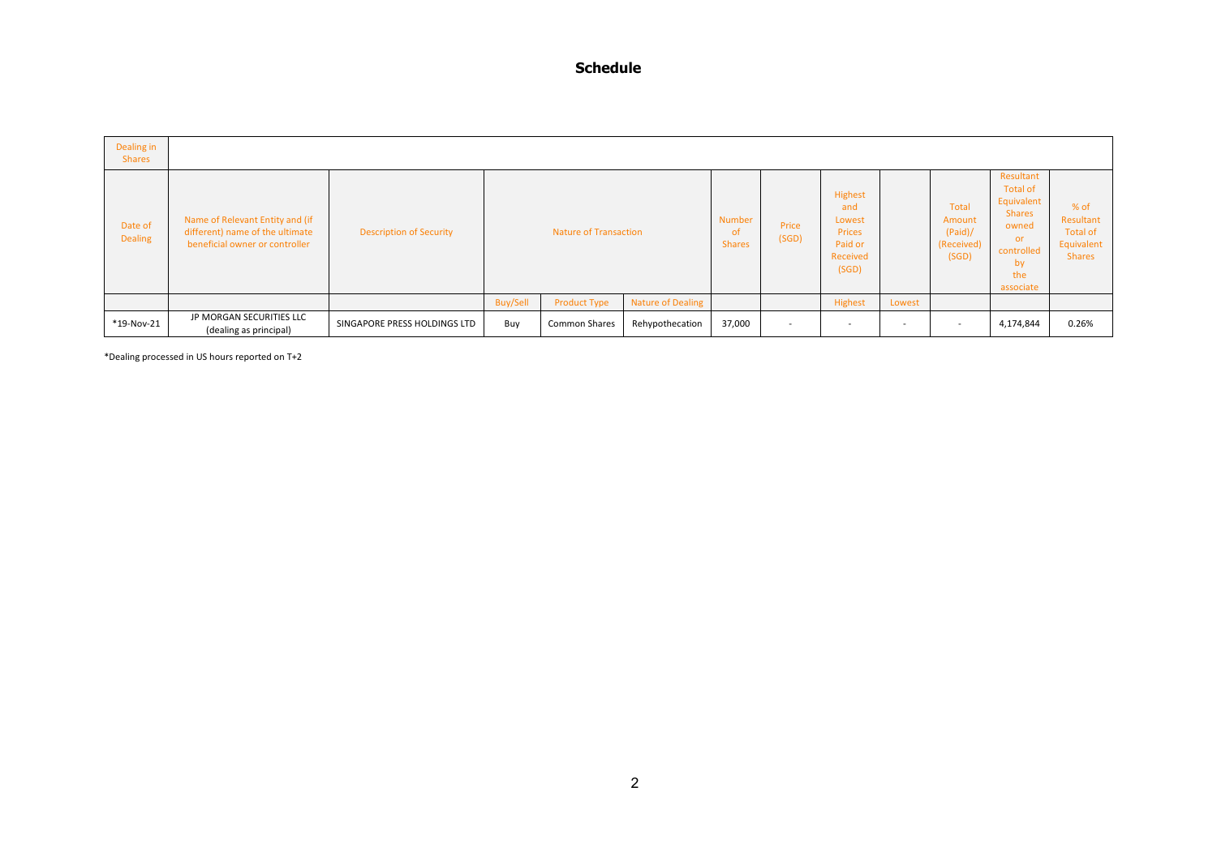## Schedule

| Dealing in Shares | | | | | | | | | | | | | |
|---|---|---|---|---|---|---|---|---|---|---|---|---|---|
| Date of Dealing | Name of Relevant Entity and (if different) name of the ultimate beneficial owner or controller | Description of Security | Nature of Transaction | | | Number of Shares | Price (SGD) | Highest and Lowest Prices Paid or Received (SGD) | | Total Amount (Paid)/ (Received) (SGD) | Resultant Total of Equivalent Shares owned or controlled by the associate | % of Resultant Total of Equivalent Shares |
| | | | Buy/Sell | Product Type | Nature of Dealing | | | Highest | Lowest | | | |
| *19-Nov-21 | JP MORGAN SECURITIES LLC (dealing as principal) | SINGAPORE PRESS HOLDINGS LTD | Buy | Common Shares | Rehypothecation | 37,000 | - | - | - | - | 4,174,844 | 0.26% |

*Dealing processed in US hours reported on T+2